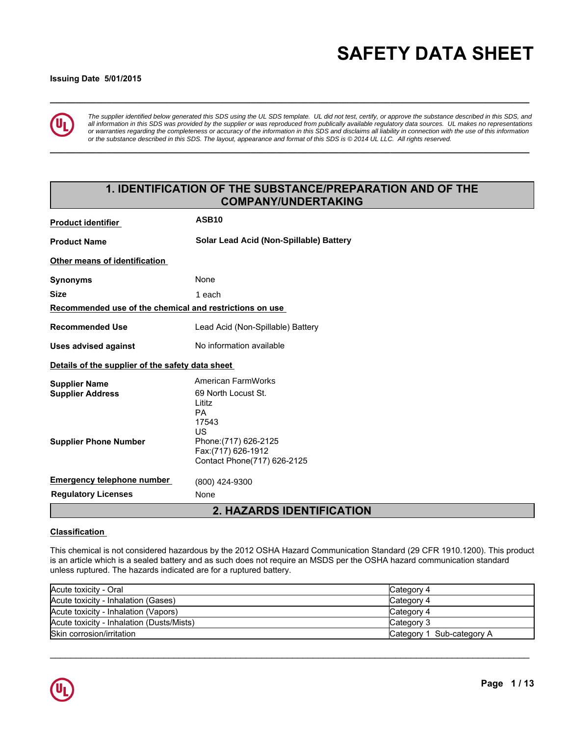# SAFETY DATA SHEET

**Issuing Date 5/01/2015**

*The supplier identified below generated this SDS using the UL SDS template. UL did not test, certify, or approve the substance described in this SDS, and all information in this SDS was provided by the supplier or was reproduced from publically available regulatory data sources. UL makes no representations or warranties regarding the completeness or accuracy of the information in this SDS and disclaims all liability in connection with the use of this information or the substance described in this SDS. The layout, appearance and format of this SDS is © 2014 UL LLC. All rights reserved.*

## 1. IDENTIFICATION OF THE SUBSTANCE/PREPARATION AND OF THE COMPANY/UNDERTAKING

**Product identifier** — **ASB10**

**Product Name** — **Solar Lead Acid (Non-Spillable) Battery**

**Other means of identification**

**Synonyms** — None

**Size** — 1 each

**Recommended use of the chemical and restrictions on use**

**Recommended Use** — Lead Acid (Non-Spillable) Battery

**Uses advised against** — No information available

**Details of the supplier of the safety data sheet**

**Supplier Name** — American FarmWorks

**Supplier Address** — 69 North Locust St.
Lititz
PA
17543
US

**Supplier Phone Number** — Phone:(717) 626-2125
Fax:(717) 626-1912
Contact Phone(717) 626-2125

**Emergency telephone number** — (800) 424-9300

**Regulatory Licenses** — None

## 2. HAZARDS IDENTIFICATION

**Classification**

This chemical is not considered hazardous by the 2012 OSHA Hazard Communication Standard (29 CFR 1910.1200). This product is an article which is a sealed battery and as such does not require an MSDS per the OSHA hazard communication standard unless ruptured. The hazards indicated are for a ruptured battery.

| | |
|---|---|
| Acute toxicity - Oral | Category 4 |
| Acute toxicity - Inhalation (Gases) | Category 4 |
| Acute toxicity - Inhalation (Vapors) | Category 4 |
| Acute toxicity - Inhalation (Dusts/Mists) | Category 3 |
| Skin corrosion/irritation | Category 1 Sub-category A |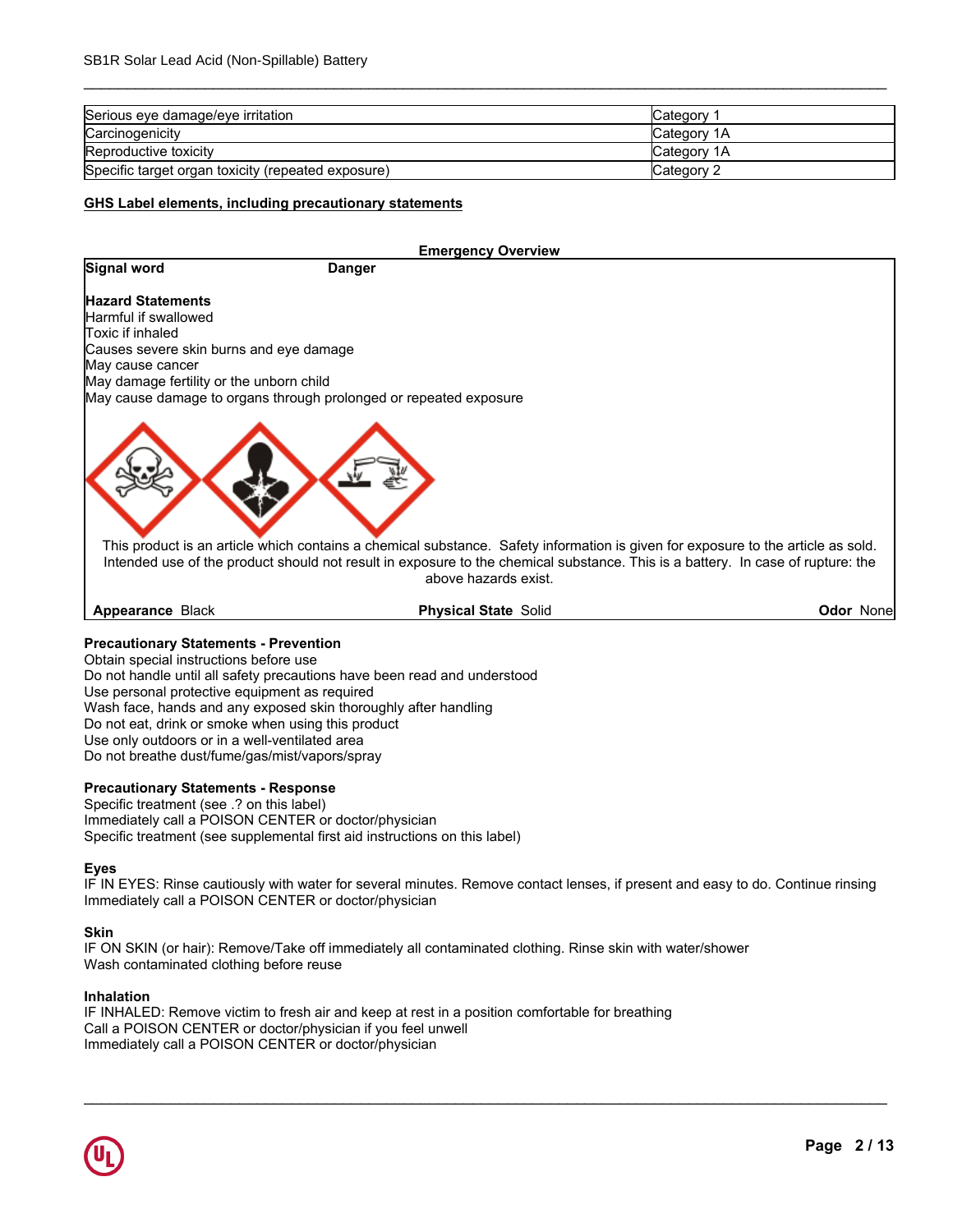| Serious eye damage/eye irritation | Category 1 |
|---|---|
| Carcinogenicity | Category 1A |
| Reproductive toxicity | Category 1A |
| Specific target organ toxicity (repeated exposure) | Category 2 |

**GHS Label elements, including precautionary statements**

**Emergency Overview**

**Signal word** **Danger**

**Hazard Statements**
Harmful if swallowed
Toxic if inhaled
Causes severe skin burns and eye damage
May cause cancer
May damage fertility or the unborn child
May cause damage to organs through prolonged or repeated exposure

This product is an article which contains a chemical substance. Safety information is given for exposure to the article as sold. Intended use of the product should not result in exposure to the chemical substance. This is a battery. In case of rupture: the above hazards exist.

**Appearance** Black **Physical State** Solid **Odor** None

**Precautionary Statements - Prevention**
Obtain special instructions before use
Do not handle until all safety precautions have been read and understood
Use personal protective equipment as required
Wash face, hands and any exposed skin thoroughly after handling
Do not eat, drink or smoke when using this product
Use only outdoors or in a well-ventilated area
Do not breathe dust/fume/gas/mist/vapors/spray

**Precautionary Statements - Response**
Specific treatment (see .? on this label)
Immediately call a POISON CENTER or doctor/physician
Specific treatment (see supplemental first aid instructions on this label)

**Eyes**
IF IN EYES: Rinse cautiously with water for several minutes. Remove contact lenses, if present and easy to do. Continue rinsing
Immediately call a POISON CENTER or doctor/physician

**Skin**
IF ON SKIN (or hair): Remove/Take off immediately all contaminated clothing. Rinse skin with water/shower
Wash contaminated clothing before reuse

**Inhalation**
IF INHALED: Remove victim to fresh air and keep at rest in a position comfortable for breathing
Call a POISON CENTER or doctor/physician if you feel unwell
Immediately call a POISON CENTER or doctor/physician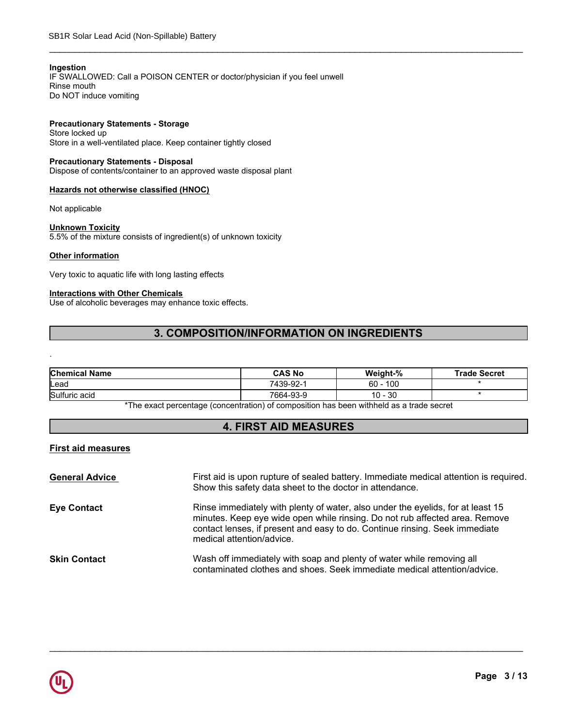**Ingestion**
IF SWALLOWED: Call a POISON CENTER or doctor/physician if you feel unwell
Rinse mouth
Do NOT induce vomiting

**Precautionary Statements - Storage**
Store locked up
Store in a well-ventilated place. Keep container tightly closed

**Precautionary Statements - Disposal**
Dispose of contents/container to an approved waste disposal plant

**Hazards not otherwise classified (HNOC)**

Not applicable

**Unknown Toxicity**
5.5% of the mixture consists of ingredient(s) of unknown toxicity

**Other information**

Very toxic to aquatic life with long lasting effects

**Interactions with Other Chemicals**
Use of alcoholic beverages may enhance toxic effects.

## 3. COMPOSITION/INFORMATION ON INGREDIENTS

.

| Chemical Name | CAS No | Weight-% | Trade Secret |
|---|---|---|---|
| Lead | 7439-92-1 | 60 - 100 | * |
| Sulfuric acid | 7664-93-9 | 10 - 30 | * |

*The exact percentage (concentration) of composition has been withheld as a trade secret

## 4. FIRST AID MEASURES

**First aid measures**

**General Advice** — First aid is upon rupture of sealed battery. Immediate medical attention is required. Show this safety data sheet to the doctor in attendance.

**Eye Contact** — Rinse immediately with plenty of water, also under the eyelids, for at least 15 minutes. Keep eye wide open while rinsing. Do not rub affected area. Remove contact lenses, if present and easy to do. Continue rinsing. Seek immediate medical attention/advice.

**Skin Contact** — Wash off immediately with soap and plenty of water while removing all contaminated clothes and shoes. Seek immediate medical attention/advice.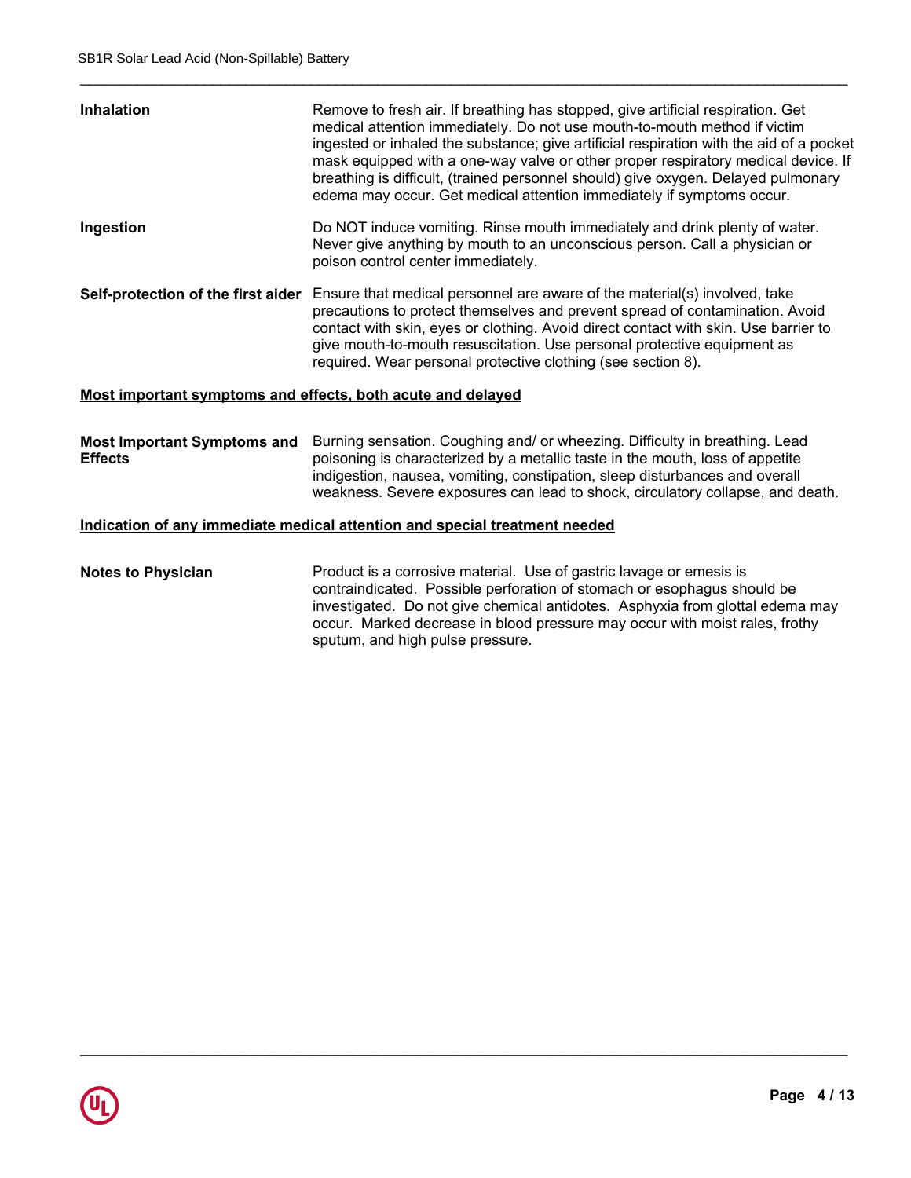**Inhalation** Remove to fresh air. If breathing has stopped, give artificial respiration. Get medical attention immediately. Do not use mouth-to-mouth method if victim ingested or inhaled the substance; give artificial respiration with the aid of a pocket mask equipped with a one-way valve or other proper respiratory medical device. If breathing is difficult, (trained personnel should) give oxygen. Delayed pulmonary edema may occur. Get medical attention immediately if symptoms occur.

**Ingestion** Do NOT induce vomiting. Rinse mouth immediately and drink plenty of water. Never give anything by mouth to an unconscious person. Call a physician or poison control center immediately.

**Self-protection of the first aider** Ensure that medical personnel are aware of the material(s) involved, take precautions to protect themselves and prevent spread of contamination. Avoid contact with skin, eyes or clothing. Avoid direct contact with skin. Use barrier to give mouth-to-mouth resuscitation. Use personal protective equipment as required. Wear personal protective clothing (see section 8).

## Most important symptoms and effects, both acute and delayed

**Most Important Symptoms and Effects** Burning sensation. Coughing and/ or wheezing. Difficulty in breathing. Lead poisoning is characterized by a metallic taste in the mouth, loss of appetite indigestion, nausea, vomiting, constipation, sleep disturbances and overall weakness. Severe exposures can lead to shock, circulatory collapse, and death.

## Indication of any immediate medical attention and special treatment needed

**Notes to Physician** Product is a corrosive material. Use of gastric lavage or emesis is contraindicated. Possible perforation of stomach or esophagus should be investigated. Do not give chemical antidotes. Asphyxia from glottal edema may occur. Marked decrease in blood pressure may occur with moist rales, frothy sputum, and high pulse pressure.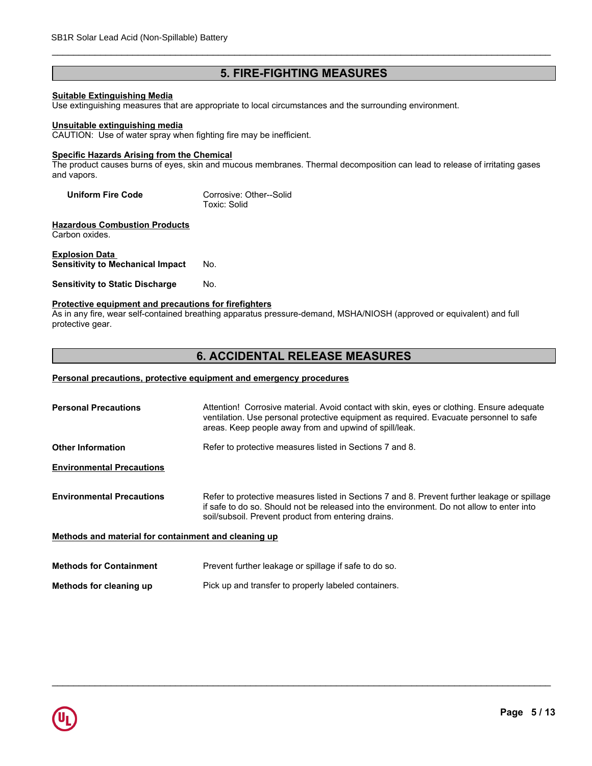## 5. FIRE-FIGHTING MEASURES

**Suitable Extinguishing Media**
Use extinguishing measures that are appropriate to local circumstances and the surrounding environment.

**Unsuitable extinguishing media**
CAUTION: Use of water spray when fighting fire may be inefficient.

**Specific Hazards Arising from the Chemical**
The product causes burns of eyes, skin and mucous membranes. Thermal decomposition can lead to release of irritating gases and vapors.

| | |
|---|---|
| **Uniform Fire Code** | Corrosive: Other--Solid<br>Toxic: Solid |

**Hazardous Combustion Products**
Carbon oxides.

**Explosion Data**

| | |
|---|---|
| **Sensitivity to Mechanical Impact** | No. |
| **Sensitivity to Static Discharge** | No. |

**Protective equipment and precautions for firefighters**
As in any fire, wear self-contained breathing apparatus pressure-demand, MSHA/NIOSH (approved or equivalent) and full protective gear.

## 6. ACCIDENTAL RELEASE MEASURES

**Personal precautions, protective equipment and emergency procedures**

| | |
|---|---|
| **Personal Precautions** | Attention! Corrosive material. Avoid contact with skin, eyes or clothing. Ensure adequate ventilation. Use personal protective equipment as required. Evacuate personnel to safe areas. Keep people away from and upwind of spill/leak. |
| **Other Information** | Refer to protective measures listed in Sections 7 and 8. |

**Environmental Precautions**

| | |
|---|---|
| **Environmental Precautions** | Refer to protective measures listed in Sections 7 and 8. Prevent further leakage or spillage if safe to do so. Should not be released into the environment. Do not allow to enter into soil/subsoil. Prevent product from entering drains. |

**Methods and material for containment and cleaning up**

| | |
|---|---|
| **Methods for Containment** | Prevent further leakage or spillage if safe to do so. |
| **Methods for cleaning up** | Pick up and transfer to properly labeled containers. |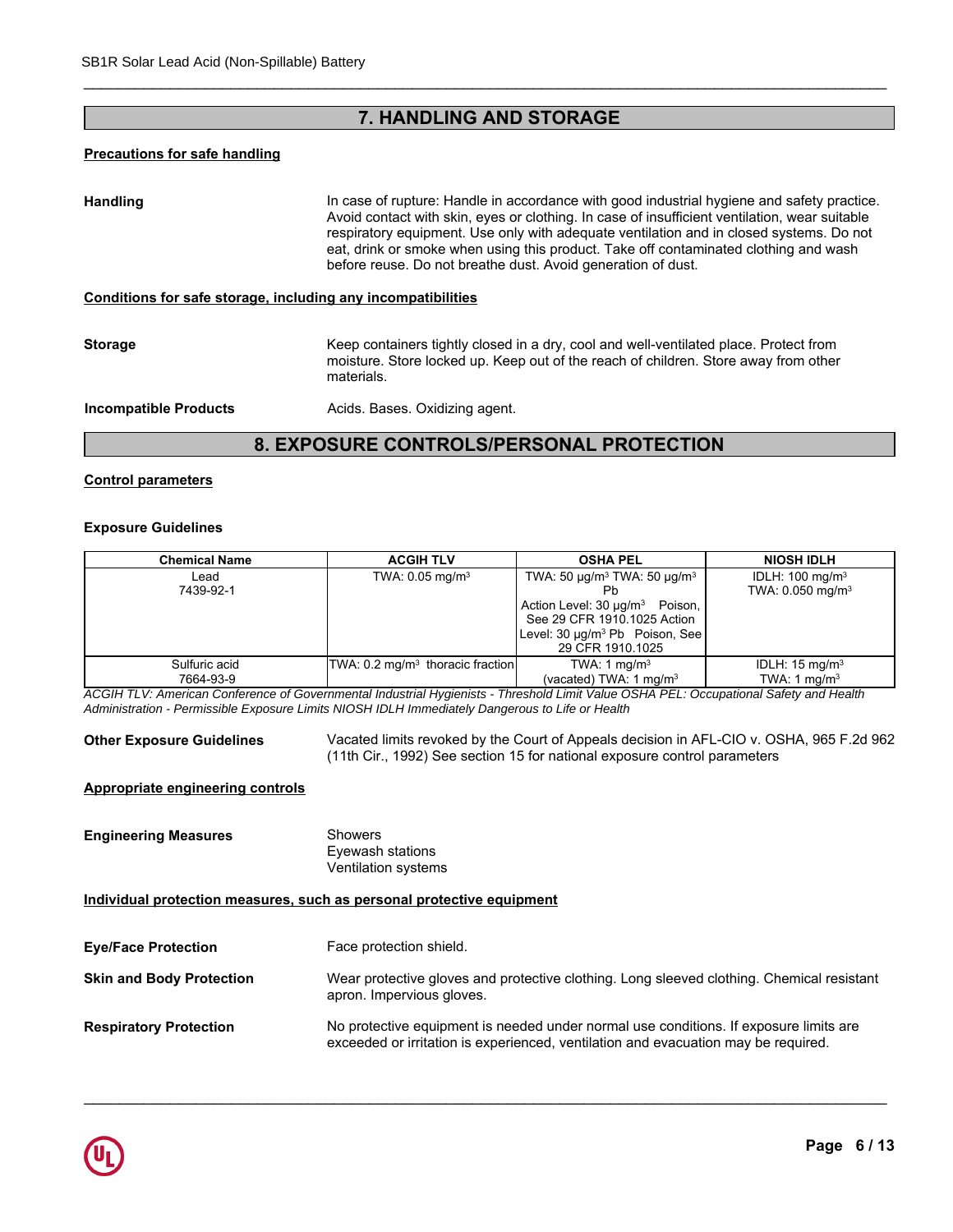## 7. HANDLING AND STORAGE

**Precautions for safe handling**

**Handling**

In case of rupture: Handle in accordance with good industrial hygiene and safety practice. Avoid contact with skin, eyes or clothing. In case of insufficient ventilation, wear suitable respiratory equipment. Use only with adequate ventilation and in closed systems. Do not eat, drink or smoke when using this product. Take off contaminated clothing and wash before reuse. Do not breathe dust. Avoid generation of dust.

**Conditions for safe storage, including any incompatibilities**

**Storage**

Keep containers tightly closed in a dry, cool and well-ventilated place. Protect from moisture. Store locked up. Keep out of the reach of children. Store away from other materials.

**Incompatible Products**

Acids. Bases. Oxidizing agent.

## 8. EXPOSURE CONTROLS/PERSONAL PROTECTION

**Control parameters**

**Exposure Guidelines**

| Chemical Name | ACGIH TLV | OSHA PEL | NIOSH IDLH |
|---|---|---|---|
| Lead<br>7439-92-1 | TWA: 0.05 mg/m³ | TWA: 50 µg/m³ TWA: 50 µg/m³ Pb<br>Action Level: 30 µg/m³ Poison, See 29 CFR 1910.1025 Action Level: 30 µg/m³ Pb Poison, See 29 CFR 1910.1025 | IDLH: 100 mg/m³<br>TWA: 0.050 mg/m³ |
| Sulfuric acid<br>7664-93-9 | TWA: 0.2 mg/m³ thoracic fraction | TWA: 1 mg/m³<br>(vacated) TWA: 1 mg/m³ | IDLH: 15 mg/m³<br>TWA: 1 mg/m³ |

*ACGIH TLV: American Conference of Governmental Industrial Hygienists - Threshold Limit Value OSHA PEL: Occupational Safety and Health Administration - Permissible Exposure Limits NIOSH IDLH Immediately Dangerous to Life or Health*

**Other Exposure Guidelines**

Vacated limits revoked by the Court of Appeals decision in AFL-CIO v. OSHA, 965 F.2d 962 (11th Cir., 1992) See section 15 for national exposure control parameters

**Appropriate engineering controls**

**Engineering Measures**

Showers
Eyewash stations
Ventilation systems

**Individual protection measures, such as personal protective equipment**

**Eye/Face Protection**

Face protection shield.

**Skin and Body Protection**

Wear protective gloves and protective clothing. Long sleeved clothing. Chemical resistant apron. Impervious gloves.

**Respiratory Protection**

No protective equipment is needed under normal use conditions. If exposure limits are exceeded or irritation is experienced, ventilation and evacuation may be required.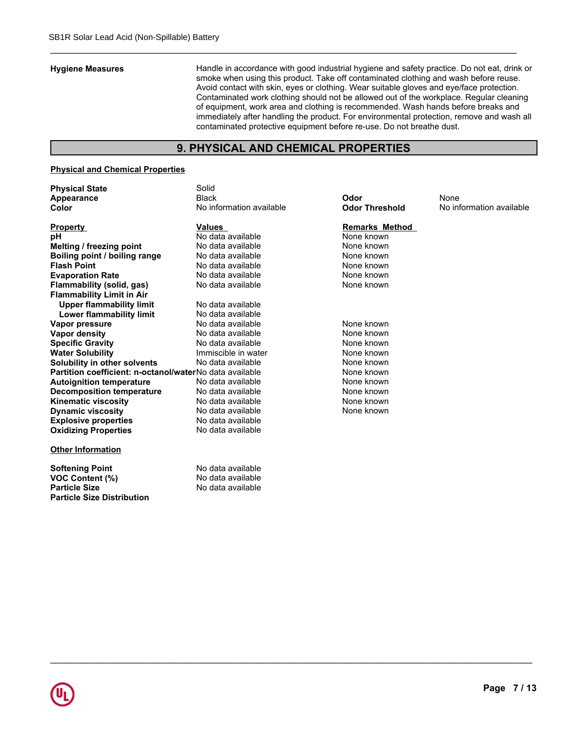| | |
|---|---|
| **Hygiene Measures** | Handle in accordance with good industrial hygiene and safety practice. Do not eat, drink or smoke when using this product. Take off contaminated clothing and wash before reuse. Avoid contact with skin, eyes or clothing. Wear suitable gloves and eye/face protection. Contaminated work clothing should not be allowed out of the workplace. Regular cleaning of equipment, work area and clothing is recommended. Wash hands before breaks and immediately after handling the product. For environmental protection, remove and wash all contaminated protective equipment before re-use. Do not breathe dust. |

## 9. PHYSICAL AND CHEMICAL PROPERTIES

### Physical and Chemical Properties

| | | | |
|---|---|---|---|
| **Physical State** | Solid | | |
| **Appearance** | Black | **Odor** | None |
| **Color** | No information available | **Odor Threshold** | No information available |

| Property | Values | Remarks Method |
|---|---|---|
| **pH** | No data available | None known |
| **Melting / freezing point** | No data available | None known |
| **Boiling point / boiling range** | No data available | None known |
| **Flash Point** | No data available | None known |
| **Evaporation Rate** | No data available | None known |
| **Flammability (solid, gas)** | No data available | None known |
| **Flammability Limit in Air** | | |
| **Upper flammability limit** | No data available | |
| **Lower flammability limit** | No data available | |
| **Vapor pressure** | No data available | None known |
| **Vapor density** | No data available | None known |
| **Specific Gravity** | No data available | None known |
| **Water Solubility** | Immiscible in water | None known |
| **Solubility in other solvents** | No data available | None known |
| **Partition coefficient: n-octanol/water** | No data available | None known |
| **Autoignition temperature** | No data available | None known |
| **Decomposition temperature** | No data available | None known |
| **Kinematic viscosity** | No data available | None known |
| **Dynamic viscosity** | No data available | None known |
| **Explosive properties** | No data available | |
| **Oxidizing Properties** | No data available | |

### Other Information

| | |
|---|---|
| **Softening Point** | No data available |
| **VOC Content (%)** | No data available |
| **Particle Size** | No data available |
| **Particle Size Distribution** | |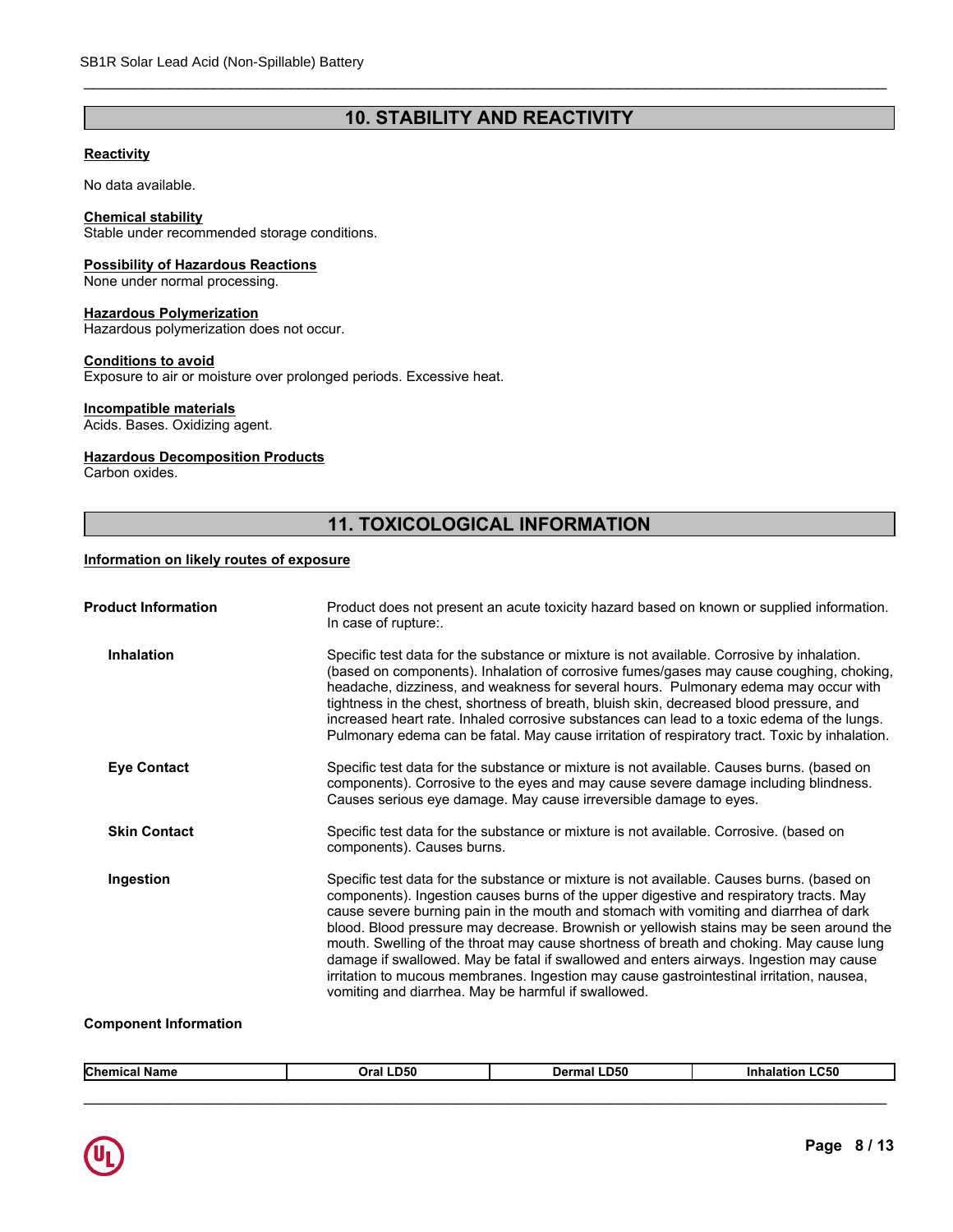## 10. STABILITY AND REACTIVITY

**Reactivity**

No data available.

**Chemical stability**
Stable under recommended storage conditions.

**Possibility of Hazardous Reactions**
None under normal processing.

**Hazardous Polymerization**
Hazardous polymerization does not occur.

**Conditions to avoid**
Exposure to air or moisture over prolonged periods. Excessive heat.

**Incompatible materials**
Acids. Bases. Oxidizing agent.

**Hazardous Decomposition Products**
Carbon oxides.

## 11. TOXICOLOGICAL INFORMATION

**Information on likely routes of exposure**

**Product Information** — Product does not present an acute toxicity hazard based on known or supplied information. In case of rupture:.

**Inhalation** — Specific test data for the substance or mixture is not available. Corrosive by inhalation. (based on components). Inhalation of corrosive fumes/gases may cause coughing, choking, headache, dizziness, and weakness for several hours. Pulmonary edema may occur with tightness in the chest, shortness of breath, bluish skin, decreased blood pressure, and increased heart rate. Inhaled corrosive substances can lead to a toxic edema of the lungs. Pulmonary edema can be fatal. May cause irritation of respiratory tract. Toxic by inhalation.

**Eye Contact** — Specific test data for the substance or mixture is not available. Causes burns. (based on components). Corrosive to the eyes and may cause severe damage including blindness. Causes serious eye damage. May cause irreversible damage to eyes.

**Skin Contact** — Specific test data for the substance or mixture is not available. Corrosive. (based on components). Causes burns.

**Ingestion** — Specific test data for the substance or mixture is not available. Causes burns. (based on components). Ingestion causes burns of the upper digestive and respiratory tracts. May cause severe burning pain in the mouth and stomach with vomiting and diarrhea of dark blood. Blood pressure may decrease. Brownish or yellowish stains may be seen around the mouth. Swelling of the throat may cause shortness of breath and choking. May cause lung damage if swallowed. May be fatal if swallowed and enters airways. Ingestion may cause irritation to mucous membranes. Ingestion may cause gastrointestinal irritation, nausea, vomiting and diarrhea. May be harmful if swallowed.

**Component Information**

| Chemical Name | Oral LD50 | Dermal LD50 | Inhalation LC50 |
|---|---|---|---|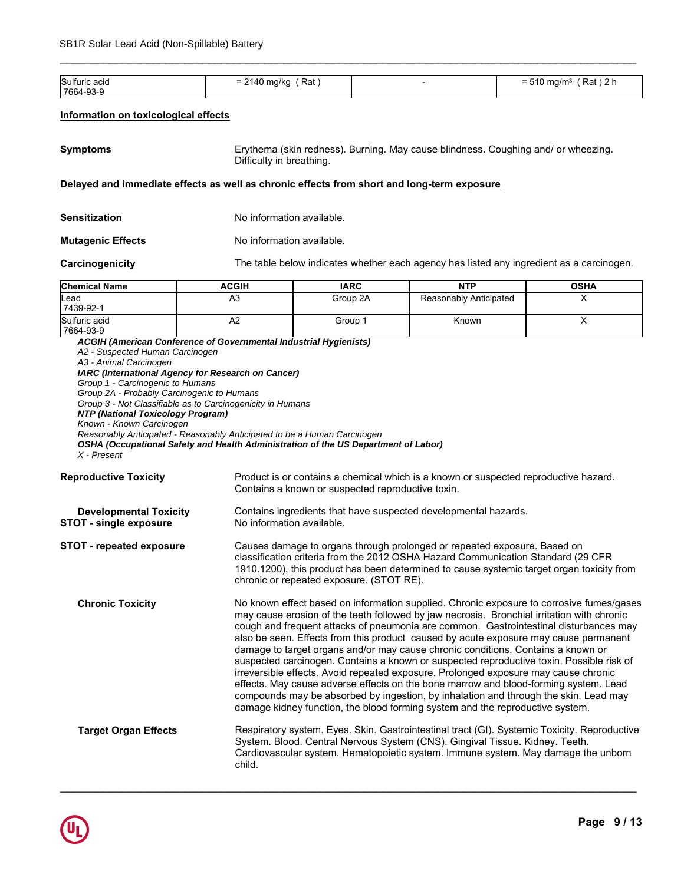| Sulfuric acid<br>7664-93-9 | = 2140 mg/kg ( Rat ) | - | = 510 mg/m³ ( Rat ) 2 h |
|---|---|---|---|

**Information on toxicological effects**

**Symptoms** Erythema (skin redness). Burning. May cause blindness. Coughing and/ or wheezing. Difficulty in breathing.

**Delayed and immediate effects as well as chronic effects from short and long-term exposure**

**Sensitization** No information available.

**Mutagenic Effects** No information available.

**Carcinogenicity** The table below indicates whether each agency has listed any ingredient as a carcinogen.

| Chemical Name | ACGIH | IARC | NTP | OSHA |
|---|---|---|---|---|
| Lead<br>7439-92-1 | A3 | Group 2A | Reasonably Anticipated | X |
| Sulfuric acid<br>7664-93-9 | A2 | Group 1 | Known | X |

***ACGIH (American Conference of Governmental Industrial Hygienists)***
*A2 - Suspected Human Carcinogen*
*A3 - Animal Carcinogen*
***IARC (International Agency for Research on Cancer)***
*Group 1 - Carcinogenic to Humans*
*Group 2A - Probably Carcinogenic to Humans*
*Group 3 - Not Classifiable as to Carcinogenicity in Humans*
***NTP (National Toxicology Program)***
*Known - Known Carcinogen*
*Reasonably Anticipated - Reasonably Anticipated to be a Human Carcinogen*
***OSHA (Occupational Safety and Health Administration of the US Department of Labor)***
*X - Present*

**Reproductive Toxicity** Product is or contains a chemical which is a known or suspected reproductive hazard. Contains a known or suspected reproductive toxin.

**Developmental Toxicity** Contains ingredients that have suspected developmental hazards.

**STOT - single exposure** No information available.

**STOT - repeated exposure** Causes damage to organs through prolonged or repeated exposure. Based on classification criteria from the 2012 OSHA Hazard Communication Standard (29 CFR 1910.1200), this product has been determined to cause systemic target organ toxicity from chronic or repeated exposure. (STOT RE).

**Chronic Toxicity** No known effect based on information supplied. Chronic exposure to corrosive fumes/gases may cause erosion of the teeth followed by jaw necrosis. Bronchial irritation with chronic cough and frequent attacks of pneumonia are common. Gastrointestinal disturbances may also be seen. Effects from this product caused by acute exposure may cause permanent damage to target organs and/or may cause chronic conditions. Contains a known or suspected carcinogen. Contains a known or suspected reproductive toxin. Possible risk of irreversible effects. Avoid repeated exposure. Prolonged exposure may cause chronic effects. May cause adverse effects on the bone marrow and blood-forming system. Lead compounds may be absorbed by ingestion, by inhalation and through the skin. Lead may damage kidney function, the blood forming system and the reproductive system.

**Target Organ Effects** Respiratory system. Eyes. Skin. Gastrointestinal tract (GI). Systemic Toxicity. Reproductive System. Blood. Central Nervous System (CNS). Gingival Tissue. Kidney. Teeth. Cardiovascular system. Hematopoietic system. Immune system. May damage the unborn child.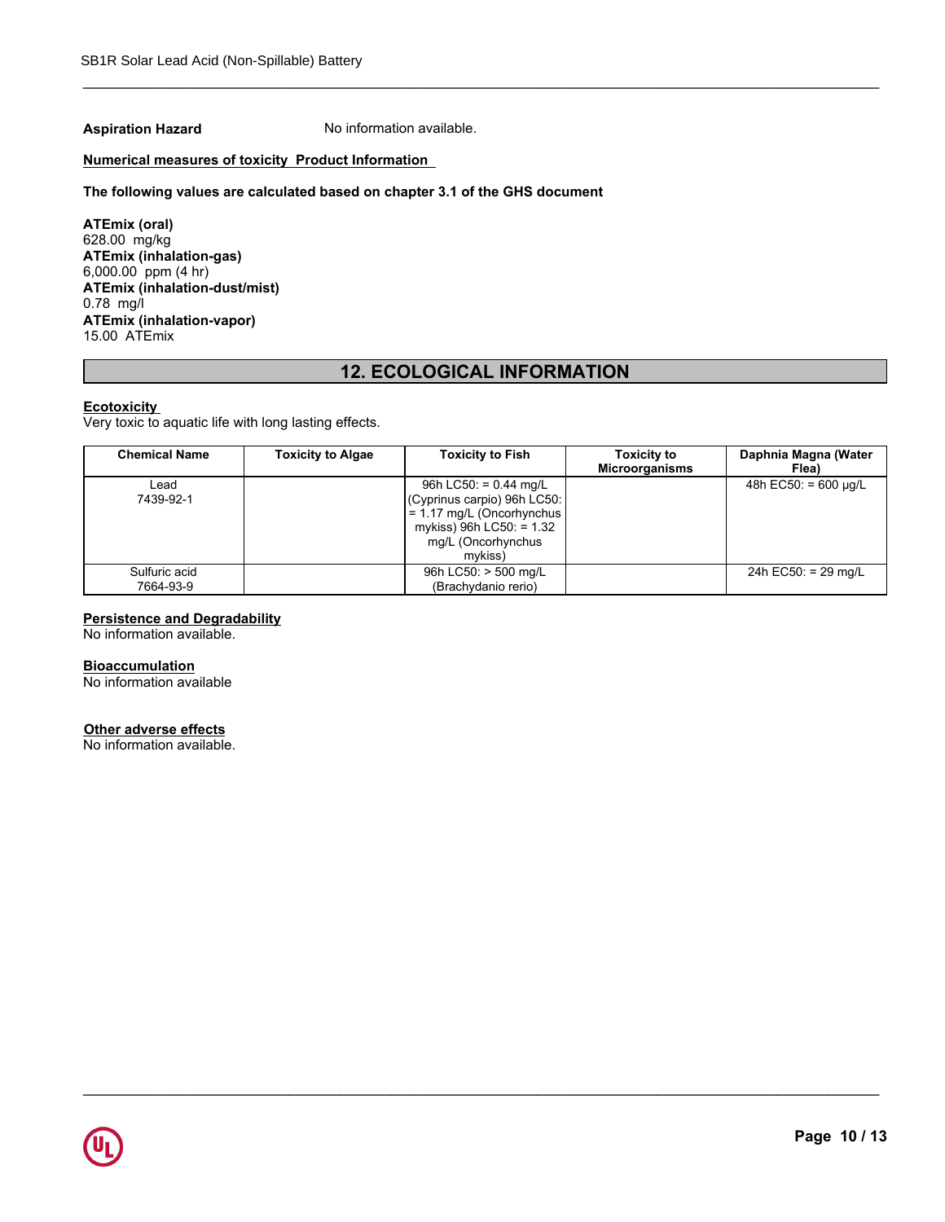**Aspiration Hazard** No information available.

**Numerical measures of toxicity Product Information**

**The following values are calculated based on chapter 3.1 of the GHS document**

**ATEmix (oral)**
628.00 mg/kg
**ATEmix (inhalation-gas)**
6,000.00 ppm (4 hr)
**ATEmix (inhalation-dust/mist)**
0.78 mg/l
**ATEmix (inhalation-vapor)**
15.00 ATEmix

## 12. ECOLOGICAL INFORMATION

**Ecotoxicity**
Very toxic to aquatic life with long lasting effects.

| Chemical Name | Toxicity to Algae | Toxicity to Fish | Toxicity to Microorganisms | Daphnia Magna (Water Flea) |
|---|---|---|---|---|
| Lead 7439-92-1 | | 96h LC50: = 0.44 mg/L (Cyprinus carpio) 96h LC50: = 1.17 mg/L (Oncorhynchus mykiss) 96h LC50: = 1.32 mg/L (Oncorhynchus mykiss) | | 48h EC50: = 600 µg/L |
| Sulfuric acid 7664-93-9 | | 96h LC50: > 500 mg/L (Brachydanio rerio) | | 24h EC50: = 29 mg/L |

**Persistence and Degradability**
No information available.

**Bioaccumulation**
No information available

**Other adverse effects**
No information available.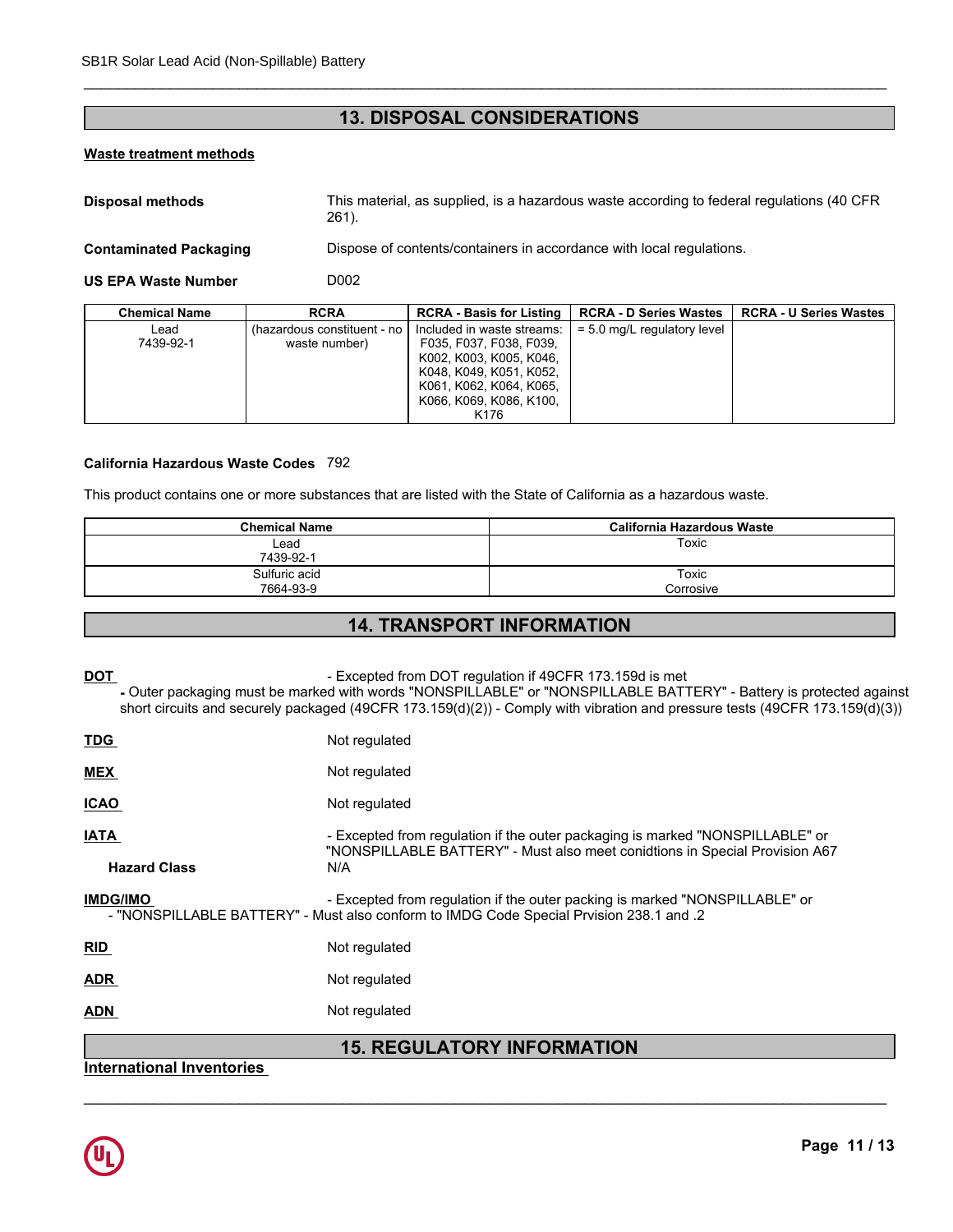## 13. DISPOSAL CONSIDERATIONS

**Waste treatment methods**

**Disposal methods** This material, as supplied, is a hazardous waste according to federal regulations (40 CFR 261).

**Contaminated Packaging** Dispose of contents/containers in accordance with local regulations.

**US EPA Waste Number** D002

| Chemical Name | RCRA | RCRA - Basis for Listing | RCRA - D Series Wastes | RCRA - U Series Wastes |
|---|---|---|---|---|
| Lead<br>7439-92-1 | (hazardous constituent - no waste number) | Included in waste streams: F035, F037, F038, F039, K002, K003, K005, K046, K048, K049, K051, K052, K061, K062, K064, K065, K066, K069, K086, K100, K176 | = 5.0 mg/L regulatory level | |

**California Hazardous Waste Codes** 792

This product contains one or more substances that are listed with the State of California as a hazardous waste.

| Chemical Name | California Hazardous Waste |
|---|---|
| Lead<br>7439-92-1 | Toxic |
| Sulfuric acid<br>7664-93-9 | Toxic<br>Corrosive |

## 14. TRANSPORT INFORMATION

**DOT** - Excepted from DOT regulation if 49CFR 173.159d is met
**-** Outer packaging must be marked with words "NONSPILLABLE" or "NONSPILLABLE BATTERY" - Battery is protected against short circuits and securely packaged (49CFR 173.159(d)(2)) - Comply with vibration and pressure tests (49CFR 173.159(d)(3))

**TDG** Not regulated

**MEX** Not regulated

**ICAO** Not regulated

**IATA** - Excepted from regulation if the outer packaging is marked "NONSPILLABLE" or "NONSPILLABLE BATTERY" - Must also meet conidtions in Special Provision A67

**Hazard Class** N/A

**IMDG/IMO** - Excepted from regulation if the outer packing is marked "NONSPILLABLE" or
- "NONSPILLABLE BATTERY" - Must also conform to IMDG Code Special Prvision 238.1 and .2

**RID** Not regulated

**ADR** Not regulated

**ADN** Not regulated

## 15. REGULATORY INFORMATION

**International Inventories**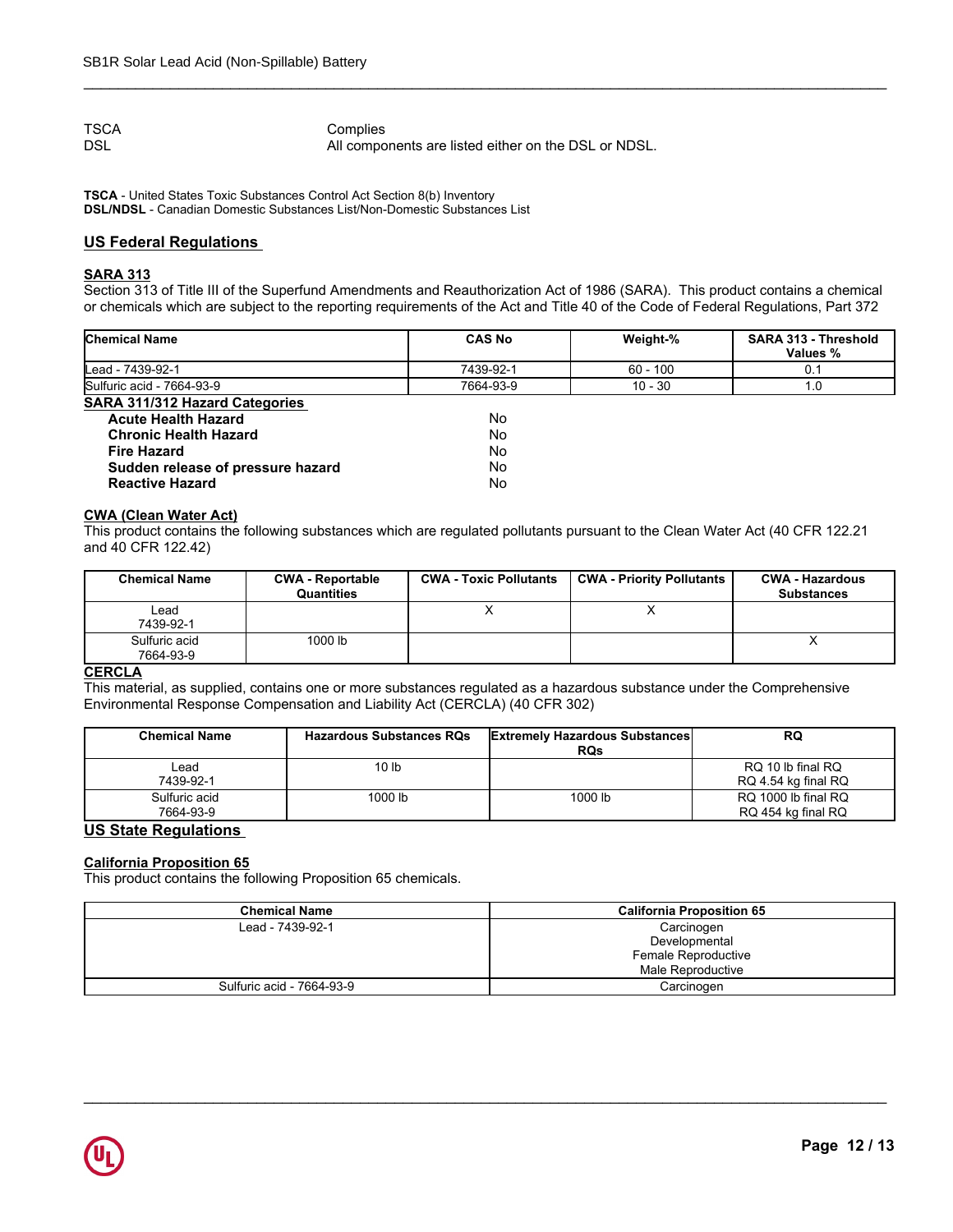| | |
|---|---|
| TSCA | Complies |
| DSL | All components are listed either on the DSL or NDSL. |

**TSCA** - United States Toxic Substances Control Act Section 8(b) Inventory
**DSL/NDSL** - Canadian Domestic Substances List/Non-Domestic Substances List

## US Federal Regulations

### SARA 313

Section 313 of Title III of the Superfund Amendments and Reauthorization Act of 1986 (SARA). This product contains a chemical or chemicals which are subject to the reporting requirements of the Act and Title 40 of the Code of Federal Regulations, Part 372

| Chemical Name | CAS No | Weight-% | SARA 313 - Threshold Values % |
|---|---|---|---|
| Lead - 7439-92-1 | 7439-92-1 | 60 - 100 | 0.1 |
| Sulfuric acid - 7664-93-9 | 7664-93-9 | 10 - 30 | 1.0 |

### SARA 311/312 Hazard Categories

| | |
|---|---|
| **Acute Health Hazard** | No |
| **Chronic Health Hazard** | No |
| **Fire Hazard** | No |
| **Sudden release of pressure hazard** | No |
| **Reactive Hazard** | No |

### CWA (Clean Water Act)

This product contains the following substances which are regulated pollutants pursuant to the Clean Water Act (40 CFR 122.21 and 40 CFR 122.42)

| Chemical Name | CWA - Reportable Quantities | CWA - Toxic Pollutants | CWA - Priority Pollutants | CWA - Hazardous Substances |
|---|---|---|---|---|
| Lead 7439-92-1 | | X | X | |
| Sulfuric acid 7664-93-9 | 1000 lb | | | X |

### CERCLA

This material, as supplied, contains one or more substances regulated as a hazardous substance under the Comprehensive Environmental Response Compensation and Liability Act (CERCLA) (40 CFR 302)

| Chemical Name | Hazardous Substances RQs | Extremely Hazardous Substances RQs | RQ |
|---|---|---|---|
| Lead 7439-92-1 | 10 lb | | RQ 10 lb final RQ RQ 4.54 kg final RQ |
| Sulfuric acid 7664-93-9 | 1000 lb | 1000 lb | RQ 1000 lb final RQ RQ 454 kg final RQ |

## US State Regulations

### California Proposition 65

This product contains the following Proposition 65 chemicals.

| Chemical Name | California Proposition 65 |
|---|---|
| Lead - 7439-92-1 | Carcinogen Developmental Female Reproductive Male Reproductive |
| Sulfuric acid - 7664-93-9 | Carcinogen |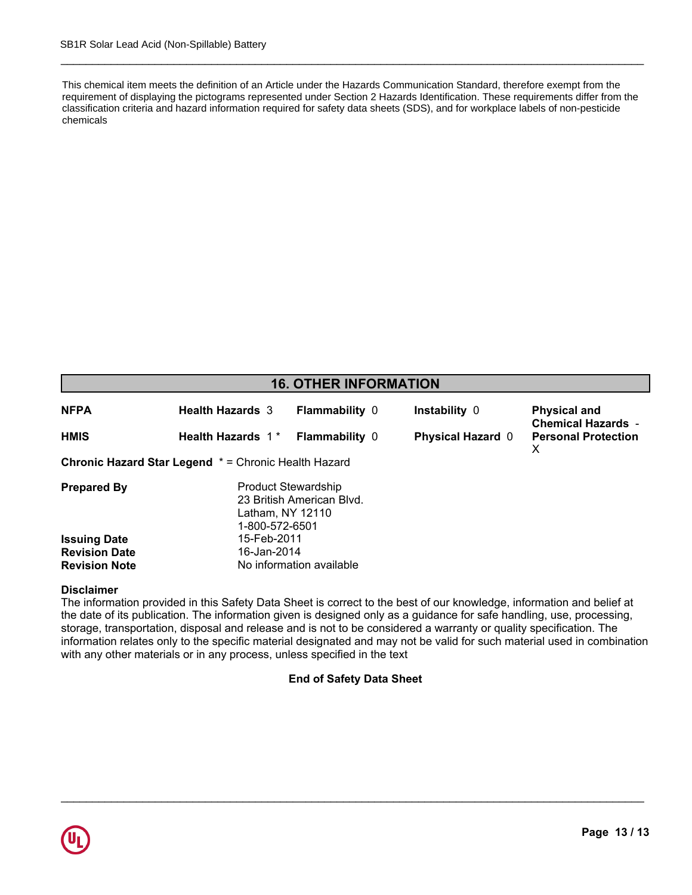This chemical item meets the definition of an Article under the Hazards Communication Standard, therefore exempt from the requirement of displaying the pictograms represented under Section 2 Hazards Identification. These requirements differ from the classification criteria and hazard information required for safety data sheets (SDS), and for workplace labels of non-pesticide chemicals

## 16. OTHER INFORMATION

| | | | | |
|---|---|---|---|---|
| **NFPA** | **Health Hazards** 3 | **Flammability** 0 | **Instability** 0 | **Physical and Chemical Hazards** - |
| **HMIS** | **Health Hazards** 1 * | **Flammability** 0 | **Physical Hazard** 0 | **Personal Protection** X |

**Chronic Hazard Star Legend** * = Chronic Health Hazard

**Prepared By**
Product Stewardship
23 British American Blvd.
Latham, NY 12110
1-800-572-6501

**Issuing Date** 15-Feb-2011
**Revision Date** 16-Jan-2014
**Revision Note** No information available

**Disclaimer**
The information provided in this Safety Data Sheet is correct to the best of our knowledge, information and belief at the date of its publication. The information given is designed only as a guidance for safe handling, use, processing, storage, transportation, disposal and release and is not to be considered a warranty or quality specification. The information relates only to the specific material designated and may not be valid for such material used in combination with any other materials or in any process, unless specified in the text

**End of Safety Data Sheet**